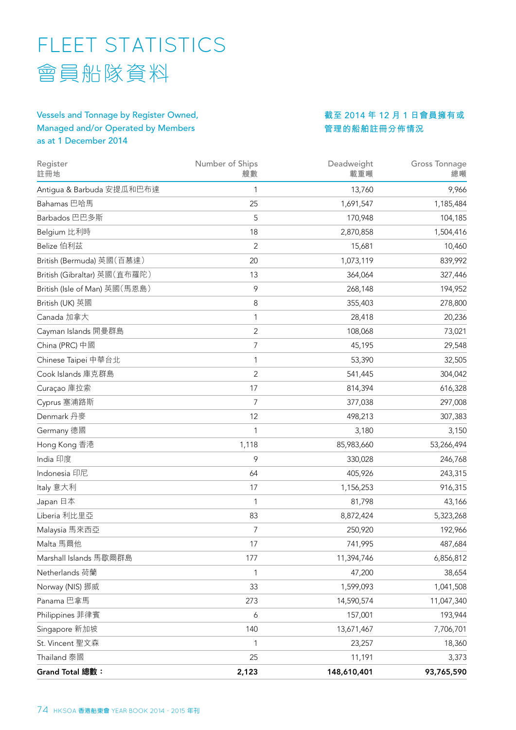# FLEET STATISTICS
# 會員船隊資料

Vessels and Tonnage by Register Owned, Managed and/or Operated by Members as at 1 December 2014

截至 2014 年 12 月 1 日會員擁有或管理的船舶註冊分佈情況

| Register 註冊地 | Number of Ships 艘數 | Deadweight 載重噸 | Gross Tonnage 總噸 |
|---|---|---|---|
| Antigua & Barbuda 安提瓜和巴布達 | 1 | 13,760 | 9,966 |
| Bahamas 巴哈馬 | 25 | 1,691,547 | 1,185,484 |
| Barbados 巴巴多斯 | 5 | 170,948 | 104,185 |
| Belgium 比利時 | 18 | 2,870,858 | 1,504,416 |
| Belize 伯利茲 | 2 | 15,681 | 10,460 |
| British (Bermuda) 英國(百慕達) | 20 | 1,073,119 | 839,992 |
| British (Gibraltar) 英國(直布羅陀) | 13 | 364,064 | 327,446 |
| British (Isle of Man) 英國(馬恩島) | 9 | 268,148 | 194,952 |
| British (UK) 英國 | 8 | 355,403 | 278,800 |
| Canada 加拿大 | 1 | 28,418 | 20,236 |
| Cayman Islands 開曼群島 | 2 | 108,068 | 73,021 |
| China (PRC) 中國 | 7 | 45,195 | 29,548 |
| Chinese Taipei 中華台北 | 1 | 53,390 | 32,505 |
| Cook Islands 庫克群島 | 2 | 541,445 | 304,042 |
| Curaçao 庫拉索 | 17 | 814,394 | 616,328 |
| Cyprus 塞浦路斯 | 7 | 377,038 | 297,008 |
| Denmark 丹麥 | 12 | 498,213 | 307,383 |
| Germany 德國 | 1 | 3,180 | 3,150 |
| Hong Kong 香港 | 1,118 | 85,983,660 | 53,266,494 |
| India 印度 | 9 | 330,028 | 246,768 |
| Indonesia 印尼 | 64 | 405,926 | 243,315 |
| Italy 意大利 | 17 | 1,156,253 | 916,315 |
| Japan 日本 | 1 | 81,798 | 43,166 |
| Liberia 利比里亞 | 83 | 8,872,424 | 5,323,268 |
| Malaysia 馬來西亞 | 7 | 250,920 | 192,966 |
| Malta 馬爾他 | 17 | 741,995 | 487,684 |
| Marshall Islands 馬歇爾群島 | 177 | 11,394,746 | 6,856,812 |
| Netherlands 荷蘭 | 1 | 47,200 | 38,654 |
| Norway (NIS) 挪威 | 33 | 1,599,093 | 1,041,508 |
| Panama 巴拿馬 | 273 | 14,590,574 | 11,047,340 |
| Philippines 菲律賓 | 6 | 157,001 | 193,944 |
| Singapore 新加坡 | 140 | 13,671,467 | 7,706,701 |
| St. Vincent 聖文森 | 1 | 23,257 | 18,360 |
| Thailand 泰國 | 25 | 11,191 | 3,373 |
| **Grand Total 總數：** | **2,123** | **148,610,401** | **93,765,590** |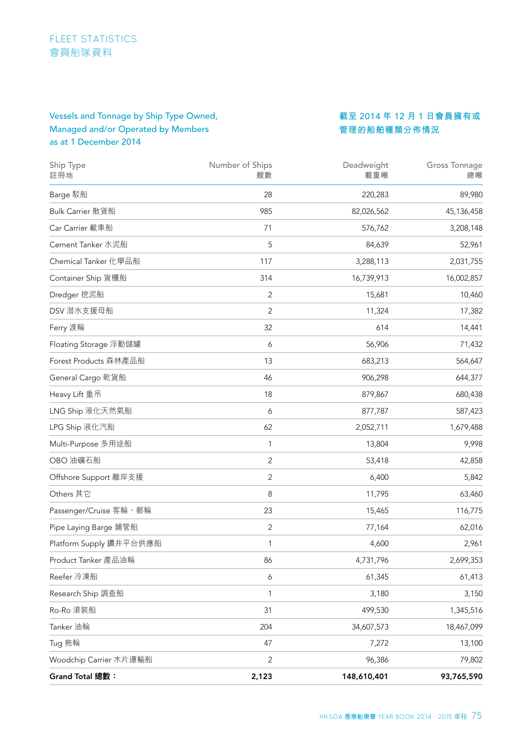# FLEET STATISTICS
# 會員船隊資料

## Vessels and Tonnage by Ship Type Owned, Managed and/or Operated by Members as at 1 December 2014

## 截至 2014 年 12 月 1 日會員擁有或管理的船舶種類分佈情況

| Ship Type 註冊地 | Number of Ships 艘數 | Deadweight 載重噸 | Gross Tonnage 總噸 |
|---|---|---|---|
| Barge 駁船 | 28 | 220,283 | 89,980 |
| Bulk Carrier 散貨船 | 985 | 82,026,562 | 45,136,458 |
| Car Carrier 載車船 | 71 | 576,762 | 3,208,148 |
| Cement Tanker 水泥船 | 5 | 84,639 | 52,961 |
| Chemical Tanker 化學品船 | 117 | 3,288,113 | 2,031,755 |
| Container Ship 貨櫃船 | 314 | 16,739,913 | 16,002,857 |
| Dredger 挖泥船 | 2 | 15,681 | 10,460 |
| DSV 潛水支援母船 | 2 | 11,324 | 17,382 |
| Ferry 渡輪 | 32 | 614 | 14,441 |
| Floating Storage 浮動儲罐 | 6 | 56,906 | 71,432 |
| Forest Products 森林產品船 | 13 | 683,213 | 564,647 |
| General Cargo 乾貨船 | 46 | 906,298 | 644,377 |
| Heavy Lift 重吊 | 18 | 879,867 | 680,438 |
| LNG Ship 液化天然氣船 | 6 | 877,787 | 587,423 |
| LPG Ship 液化汽船 | 62 | 2,052,711 | 1,679,488 |
| Multi-Purpose 多用途船 | 1 | 13,804 | 9,998 |
| OBO 油礦石船 | 2 | 53,418 | 42,858 |
| Offshore Support 離岸支援 | 2 | 6,400 | 5,842 |
| Others 其它 | 8 | 11,795 | 63,460 |
| Passenger/Cruise 客輪、郵輪 | 23 | 15,465 | 116,775 |
| Pipe Laying Barge 鋪管船 | 2 | 77,164 | 62,016 |
| Platform Supply 鑽井平台供應船 | 1 | 4,600 | 2,961 |
| Product Tanker 產品油輪 | 86 | 4,731,796 | 2,699,353 |
| Reefer 冷凍船 | 6 | 61,345 | 61,413 |
| Research Ship 調查船 | 1 | 3,180 | 3,150 |
| Ro-Ro 滾裝船 | 31 | 499,530 | 1,345,516 |
| Tanker 油輪 | 204 | 34,607,573 | 18,467,099 |
| Tug 拖輪 | 47 | 7,272 | 13,100 |
| Woodchip Carrier 木片運輸船 | 2 | 96,386 | 79,802 |
| **Grand Total 總數：** | **2,123** | **148,610,401** | **93,765,590** |